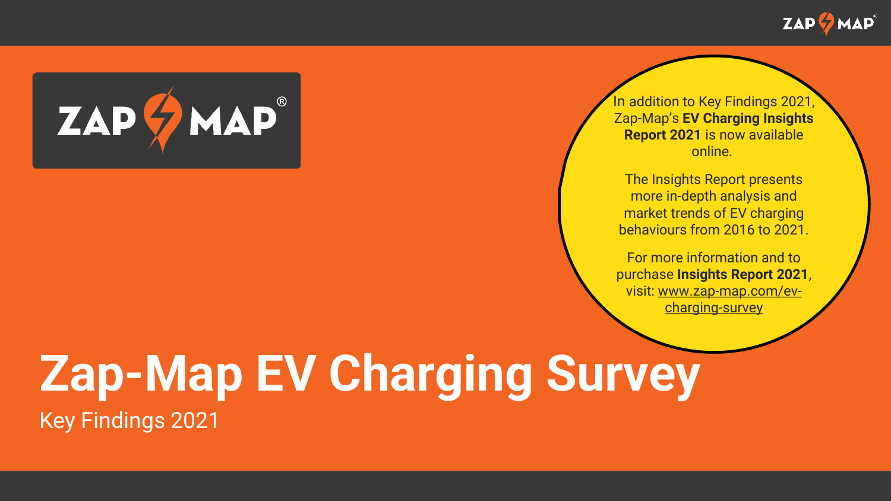# Zap-Map EV Charging Survey

Key Findings 2021

In addition to Key Findings 2021, Zap-Map's **EV Charging Insights Report 2021** is now available online.

The Insights Report presents more in-depth analysis and market trends of EV charging behaviours from 2016 to 2021.

For more information and to purchase **Insights Report 2021**, visit: www.zap-map.com/ev-charging-survey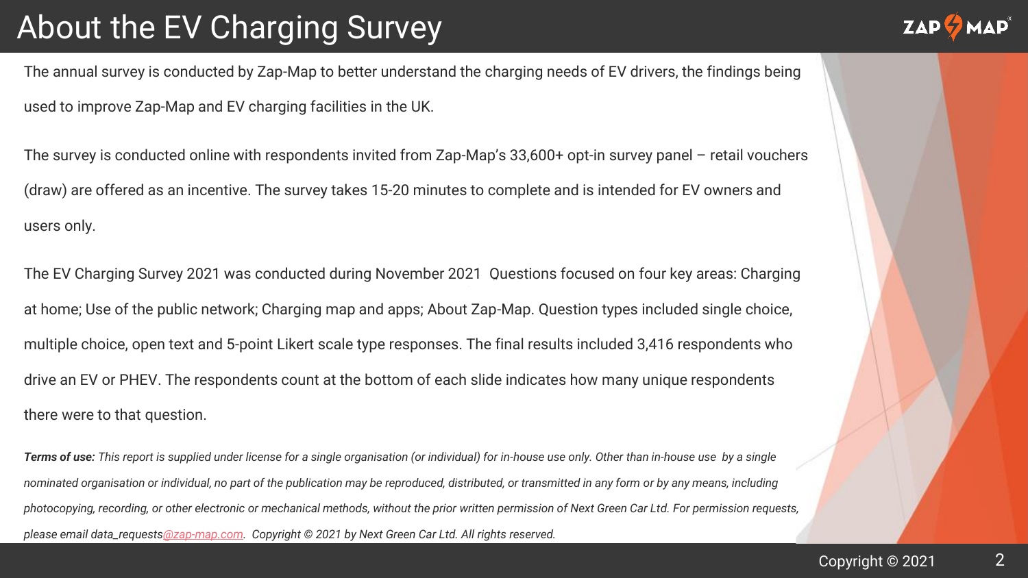# About the EV Charging Survey

The annual survey is conducted by Zap-Map to better understand the charging needs of EV drivers, the findings being used to improve Zap-Map and EV charging facilities in the UK.

The survey is conducted online with respondents invited from Zap-Map's 33,600+ opt-in survey panel – retail vouchers (draw) are offered as an incentive. The survey takes 15-20 minutes to complete and is intended for EV owners and users only.

The EV Charging Survey 2021 was conducted during November 2021 Questions focused on four key areas: Charging at home; Use of the public network; Charging map and apps; About Zap-Map. Question types included single choice, multiple choice, open text and 5-point Likert scale type responses. The final results included 3,416 respondents who drive an EV or PHEV. The respondents count at the bottom of each slide indicates how many unique respondents there were to that question.

***Terms of use:*** *This report is supplied under license for a single organisation (or individual) for in-house use only. Other than in-house use by a single nominated organisation or individual, no part of the publication may be reproduced, distributed, or transmitted in any form or by any means, including photocopying, recording, or other electronic or mechanical methods, without the prior written permission of Next Green Car Ltd. For permission requests, please email data_requests@zap-map.com. Copyright © 2021 by Next Green Car Ltd. All rights reserved.*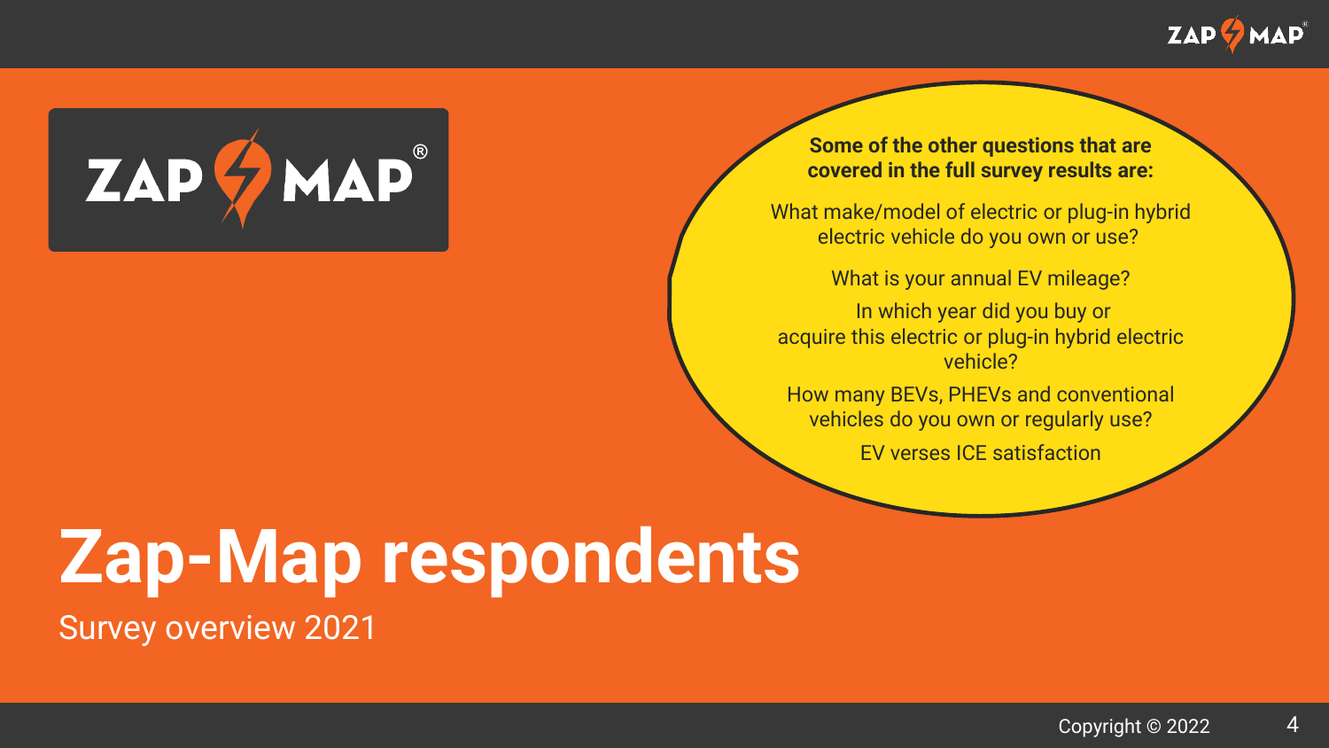# Zap-Map respondents

Survey overview 2021

**Some of the other questions that are covered in the full survey results are:**

What make/model of electric or plug-in hybrid electric vehicle do you own or use?

What is your annual EV mileage?

In which year did you buy or acquire this electric or plug-in hybrid electric vehicle?

How many BEVs, PHEVs and conventional vehicles do you own or regularly use?

EV verses ICE satisfaction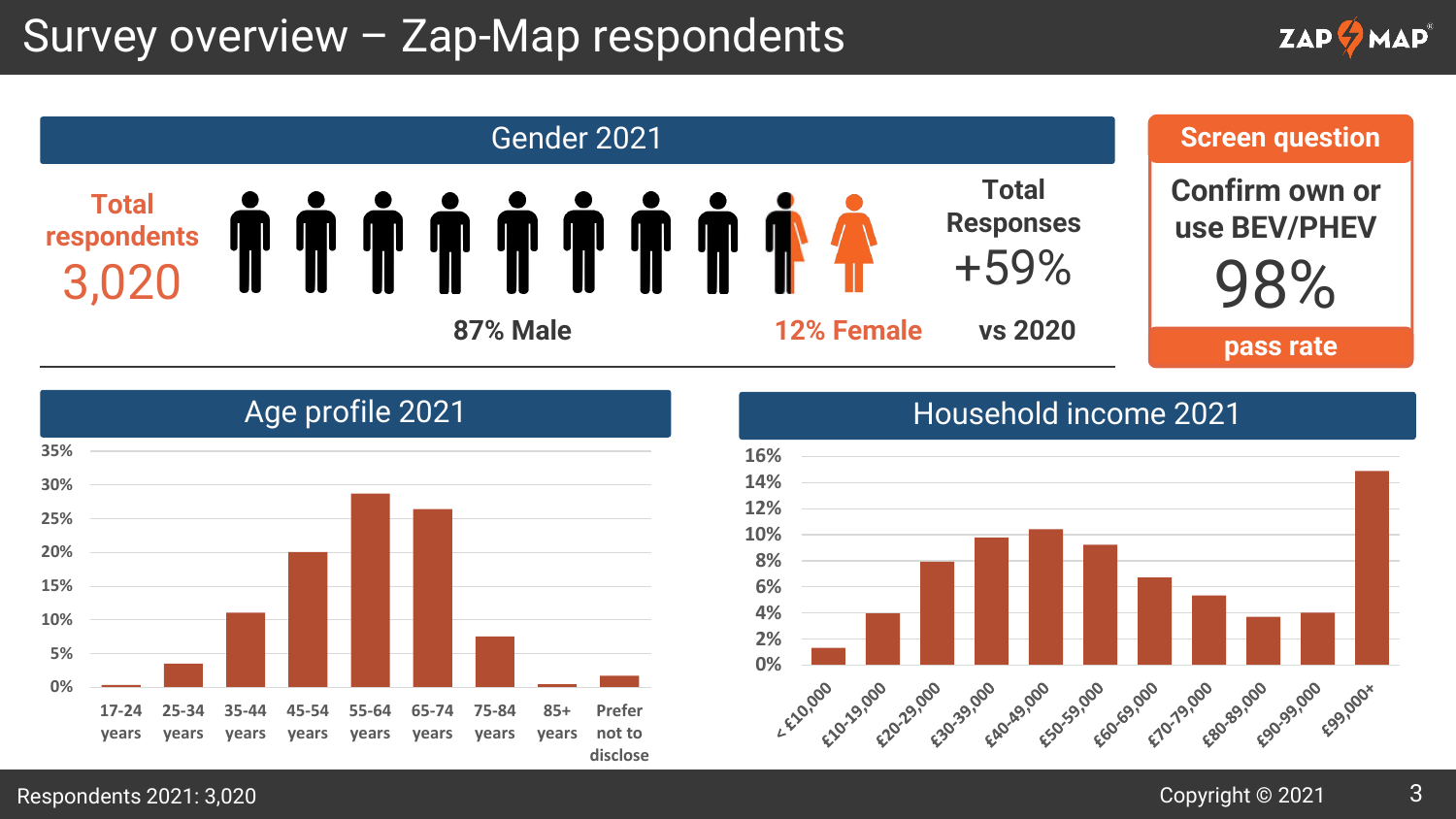# Survey overview – Zap-Map respondents

## Gender 2021

**Total respondents 3,020**

87% Male

12% Female

Total Responses +59% vs 2020

## Screen question

Confirm own or use BEV/PHEV

98%

pass rate

## Age profile 2021

| Age | Share |
|---|---|
| 17-24 years | 0.3% |
| 25-34 years | 3.5% |
| 35-44 years | 11% |
| 45-54 years | 20% |
| 55-64 years | 28.5% |
| 65-74 years | 26.3% |
| 75-84 years | 7.5% |
| 85+ years | 0.4% |
| Prefer not to disclose | 1.7% |

## Household income 2021

| Household income | Share |
|---|---|
| < £10,000 | 1.3% |
| £10-19,000 | 4% |
| £20-29,000 | 7.9% |
| £30-39,000 | 9.8% |
| £40-49,000 | 10.4% |
| £50-59,000 | 9.2% |
| £60-69,000 | 6.7% |
| £70-79,000 | 5.3% |
| £80-89,000 | 3.7% |
| £90-99,000 | 4% |
| £99,000+ | 14.9% |

Respondents 2021: 3,020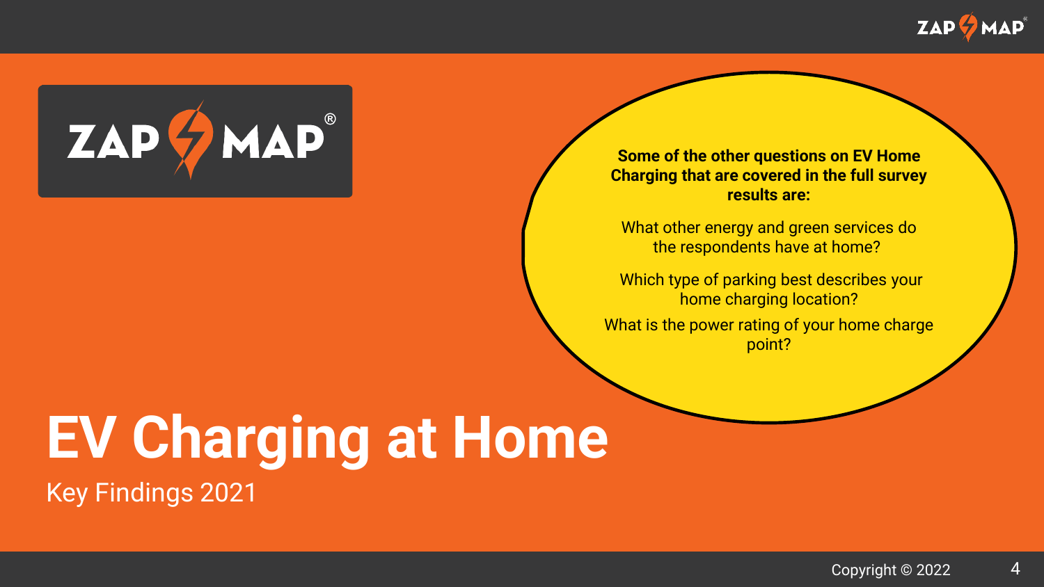# EV Charging at Home

Key Findings 2021

**Some of the other questions on EV Home Charging that are covered in the full survey results are:**

What other energy and green services do the respondents have at home?

Which type of parking best describes your home charging location?

What is the power rating of your home charge point?

Copyright © 2022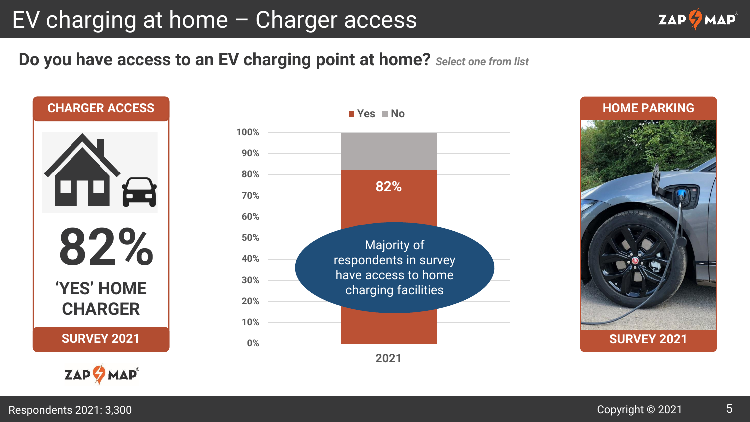# EV charging at home – Charger access

## Do you have access to an EV charging point at home? *Select one from list*

**CHARGER ACCESS**

**82%**

**'YES' HOME CHARGER**

**SURVEY 2021**

■ Yes ■ No

| | Yes | No |
|---|---|---|
| 2021 | 82% | 18% |

Majority of respondents in survey have access to home charging facilities

**HOME PARKING**

**SURVEY 2021**

Respondents 2021: 3,300

Copyright © 2021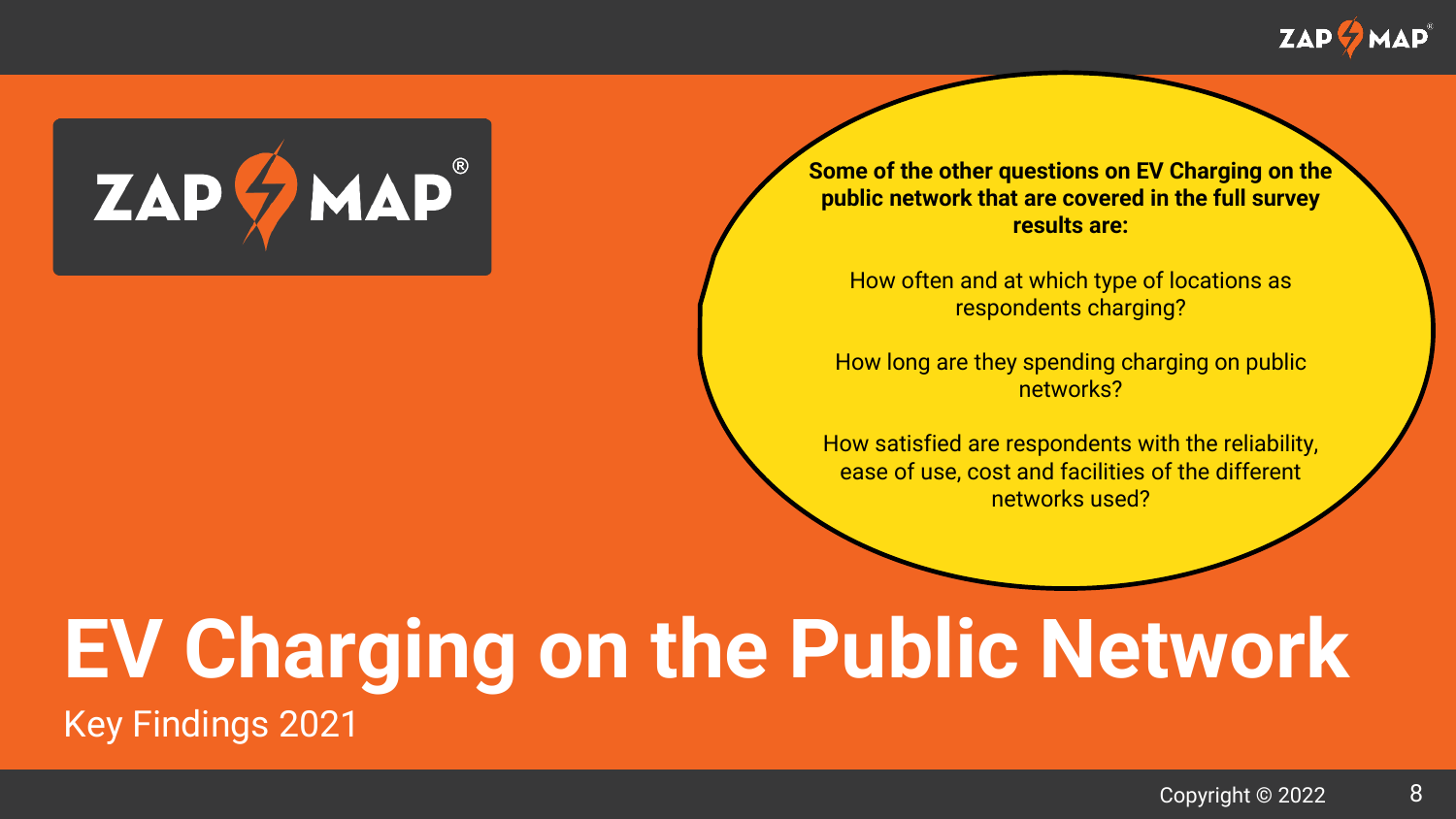# EV Charging on the Public Network

Key Findings 2021

**Some of the other questions on EV Charging on the public network that are covered in the full survey results are:**

How often and at which type of locations as respondents charging?

How long are they spending charging on public networks?

How satisfied are respondents with the reliability, ease of use, cost and facilities of the different networks used?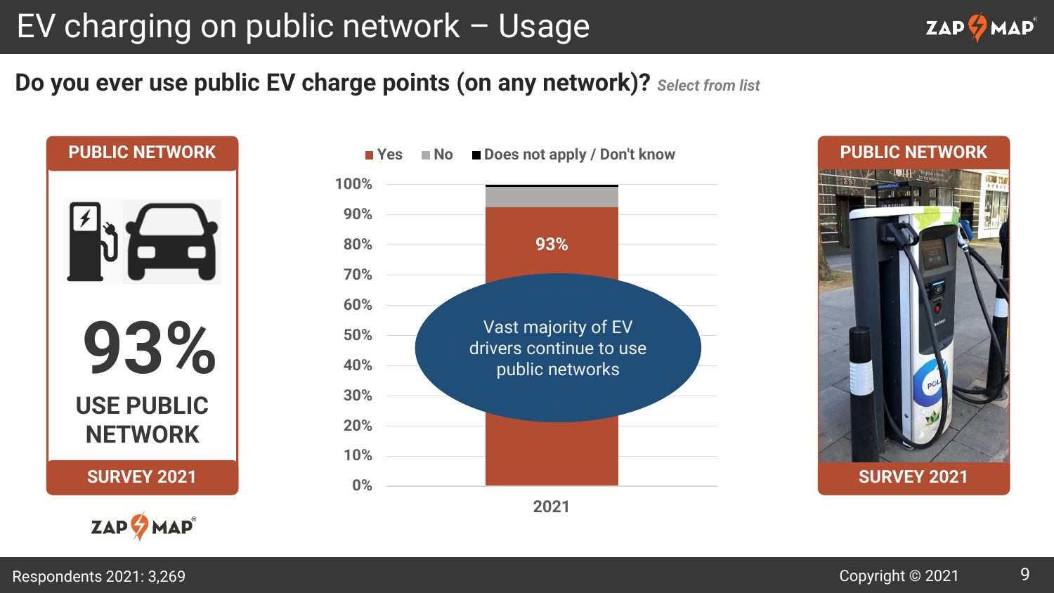# EV charging on public network – Usage

## Do you ever use public EV charge points (on any network)? *Select from list*

**PUBLIC NETWORK**

**93%**

**USE PUBLIC NETWORK**

**SURVEY 2021**

| | Yes | No | Does not apply / Don't know |
|---|---|---|---|
| 2021 | 93% | | |

Vast majority of EV drivers continue to use public networks

**PUBLIC NETWORK**

**SURVEY 2021**

Respondents 2021: 3,269

Copyright © 2021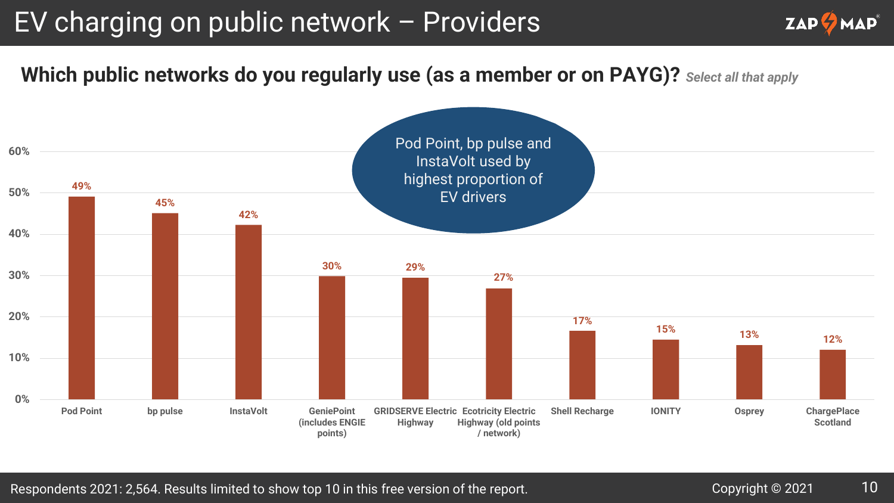# EV charging on public network – Providers

## Which public networks do you regularly use (as a member or on PAYG)? *Select all that apply*

Pod Point, bp pulse and InstaVolt used by highest proportion of EV drivers

| Provider | % |
| --- | --- |
| Pod Point | 49% |
| bp pulse | 45% |
| InstaVolt | 42% |
| GeniePoint (includes ENGIE points) | 30% |
| GRIDSERVE Electric Highway | 29% |
| Ecotricity Electric Highway (old points / network) | 27% |
| Shell Recharge | 17% |
| IONITY | 15% |
| Osprey | 13% |
| ChargePlace Scotland | 12% |

Respondents 2021: 2,564. Results limited to show top 10 in this free version of the report.

Copyright © 2021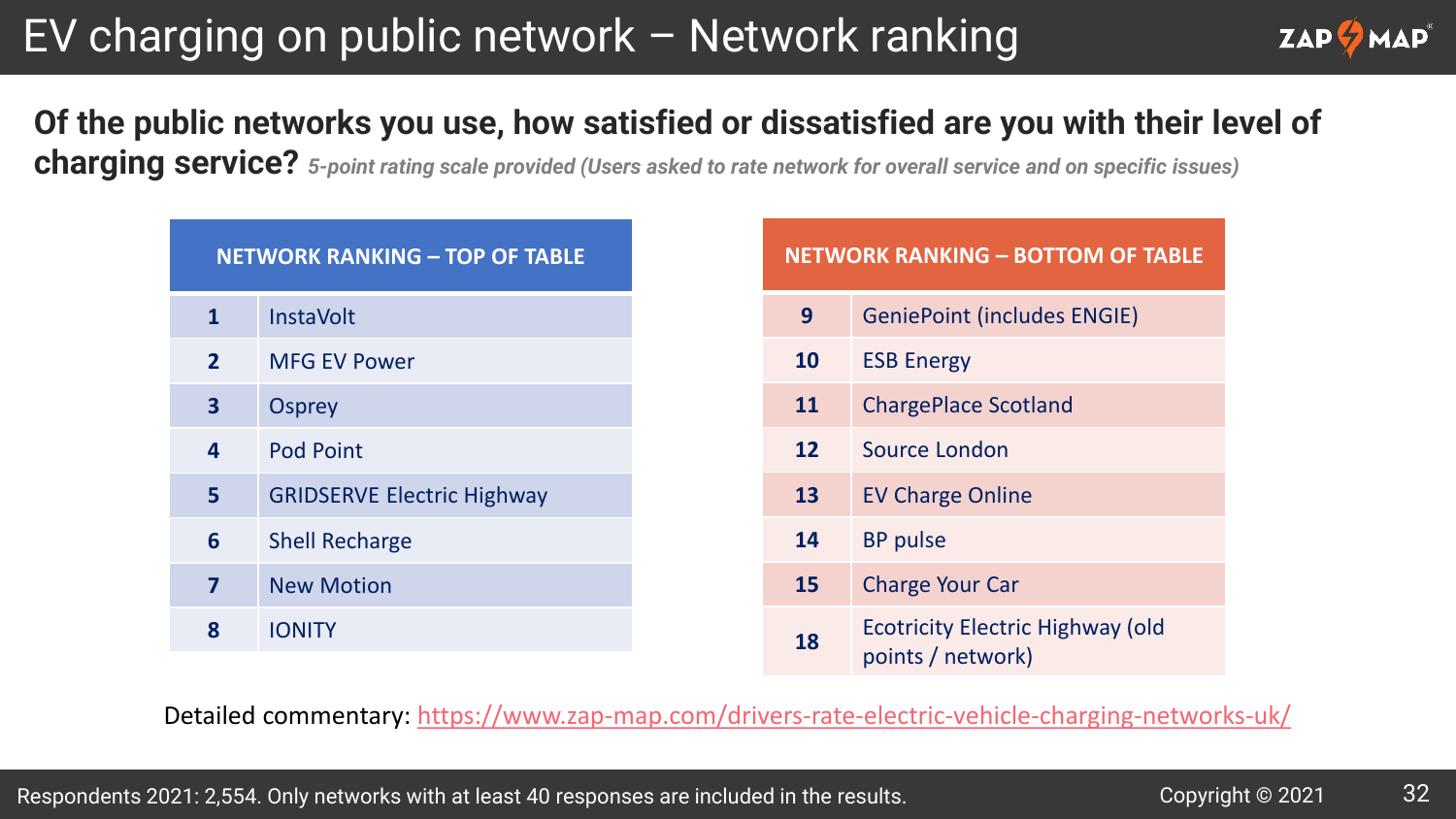# EV charging on public network – Network ranking

## Of the public networks you use, how satisfied or dissatisfied are you with their level of charging service? *5-point rating scale provided (Users asked to rate network for overall service and on specific issues)*

| NETWORK RANKING – TOP OF TABLE | |
|---|---|
| 1 | InstaVolt |
| 2 | MFG EV Power |
| 3 | Osprey |
| 4 | Pod Point |
| 5 | GRIDSERVE Electric Highway |
| 6 | Shell Recharge |
| 7 | New Motion |
| 8 | IONITY |

| NETWORK RANKING – BOTTOM OF TABLE | |
|---|---|
| 9 | GeniePoint (includes ENGIE) |
| 10 | ESB Energy |
| 11 | ChargePlace Scotland |
| 12 | Source London |
| 13 | EV Charge Online |
| 14 | BP pulse |
| 15 | Charge Your Car |
| 18 | Ecotricity Electric Highway (old points / network) |

Detailed commentary: https://www.zap-map.com/drivers-rate-electric-vehicle-charging-networks-uk/

Respondents 2021: 2,554. Only networks with at least 40 responses are included in the results.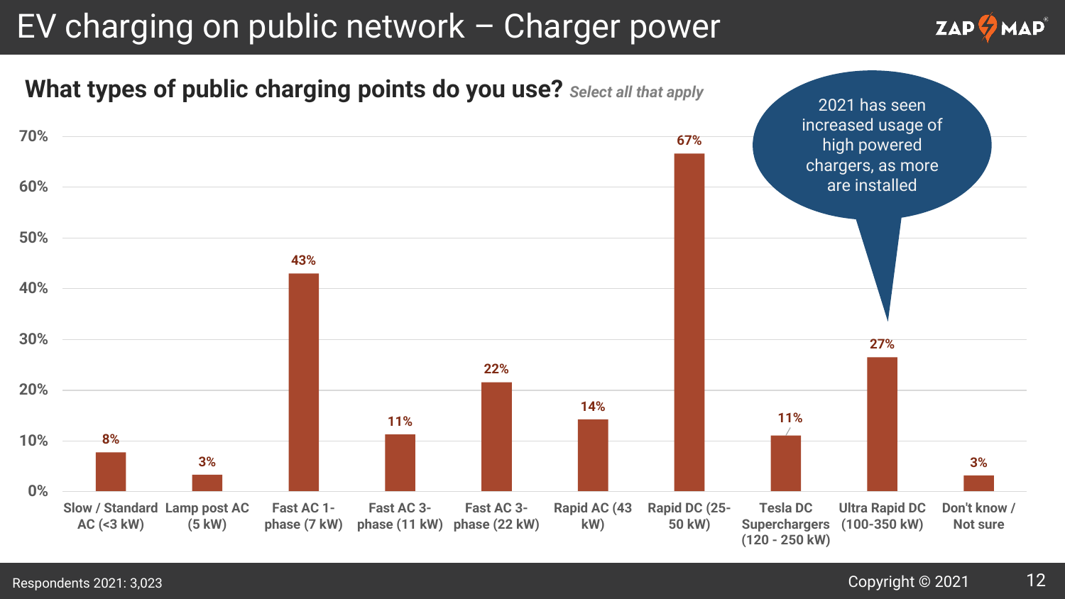# EV charging on public network – Charger power

## What types of public charging points do you use? *Select all that apply*

| Charging point type | % |
| --- | --- |
| Slow / Standard AC (<3 kW) | 8% |
| Lamp post AC (5 kW) | 3% |
| Fast AC 1-phase (7 kW) | 43% |
| Fast AC 3-phase (11 kW) | 11% |
| Fast AC 3-phase (22 kW) | 22% |
| Rapid AC (43 kW) | 14% |
| Rapid DC (25-50 kW) | 67% |
| Tesla DC Superchargers (120 - 250 kW) | 11% |
| Ultra Rapid DC (100-350 kW) | 27% |
| Don't know / Not sure | 3% |

2021 has seen increased usage of high powered chargers, as more are installed

Respondents 2021: 3,023

Copyright © 2021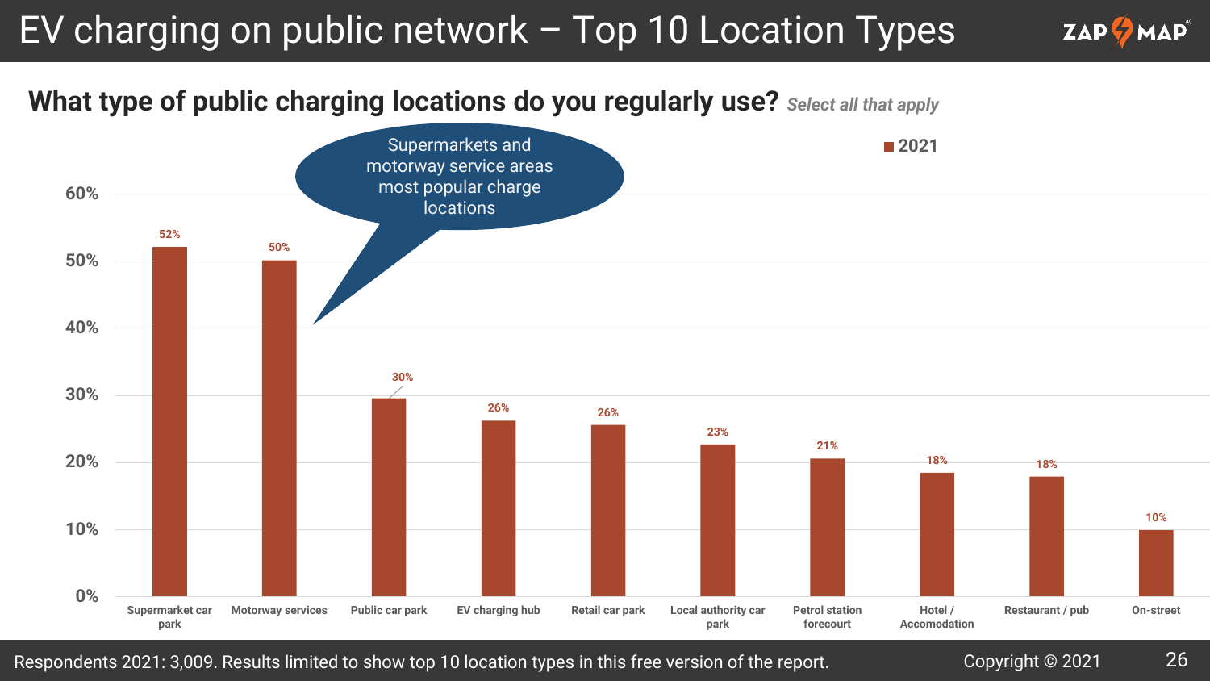# EV charging on public network – Top 10 Location Types

## What type of public charging locations do you regularly use? *Select all that apply*

Supermarkets and motorway service areas most popular charge locations

| Location type | 2021 |
| --- | --- |
| Supermarket car park | 52% |
| Motorway services | 50% |
| Public car park | 30% |
| EV charging hub | 26% |
| Retail car park | 26% |
| Local authority car park | 23% |
| Petrol station forecourt | 21% |
| Hotel / Accomodation | 18% |
| Restaurant / pub | 18% |
| On-street | 10% |

Respondents 2021: 3,009. Results limited to show top 10 location types in this free version of the report.

Copyright © 2021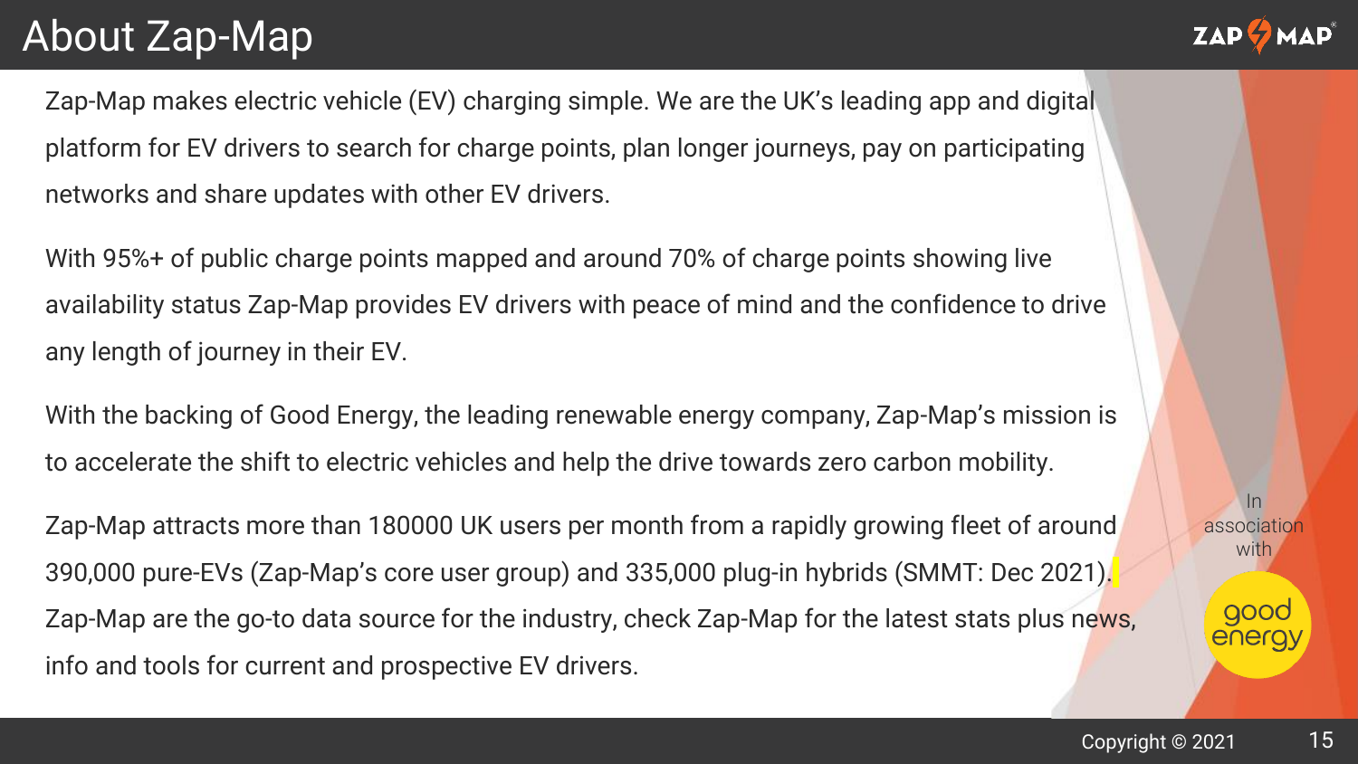# About Zap-Map

Zap-Map makes electric vehicle (EV) charging simple. We are the UK's leading app and digital platform for EV drivers to search for charge points, plan longer journeys, pay on participating networks and share updates with other EV drivers.

With 95%+ of public charge points mapped and around 70% of charge points showing live availability status Zap-Map provides EV drivers with peace of mind and the confidence to drive any length of journey in their EV.

With the backing of Good Energy, the leading renewable energy company, Zap-Map's mission is to accelerate the shift to electric vehicles and help the drive towards zero carbon mobility.

Zap-Map attracts more than 180000 UK users per month from a rapidly growing fleet of around 390,000 pure-EVs (Zap-Map's core user group) and 335,000 plug-in hybrids (SMMT: Dec 2021). Zap-Map are the go-to data source for the industry, check Zap-Map for the latest stats plus news, info and tools for current and prospective EV drivers.

In association with good energy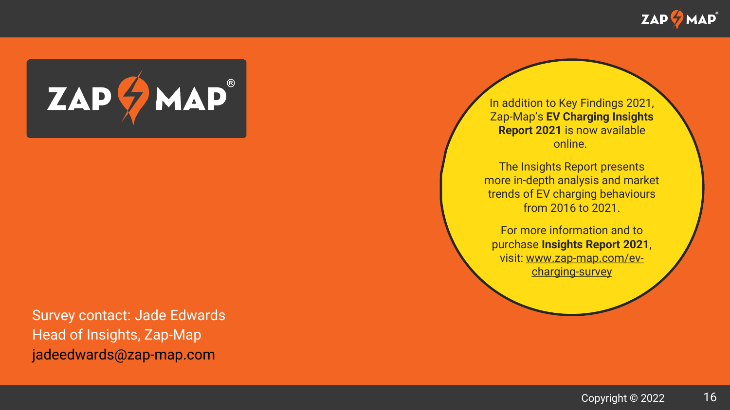ZAP MAP®

In addition to Key Findings 2021, Zap-Map's **EV Charging Insights Report 2021** is now available online.

The Insights Report presents more in-depth analysis and market trends of EV charging behaviours from 2016 to 2021.

For more information and to purchase **Insights Report 2021**, visit: www.zap-map.com/ev-charging-survey

Survey contact: Jade Edwards
Head of Insights, Zap-Map
jadeedwards@zap-map.com

Copyright © 2022